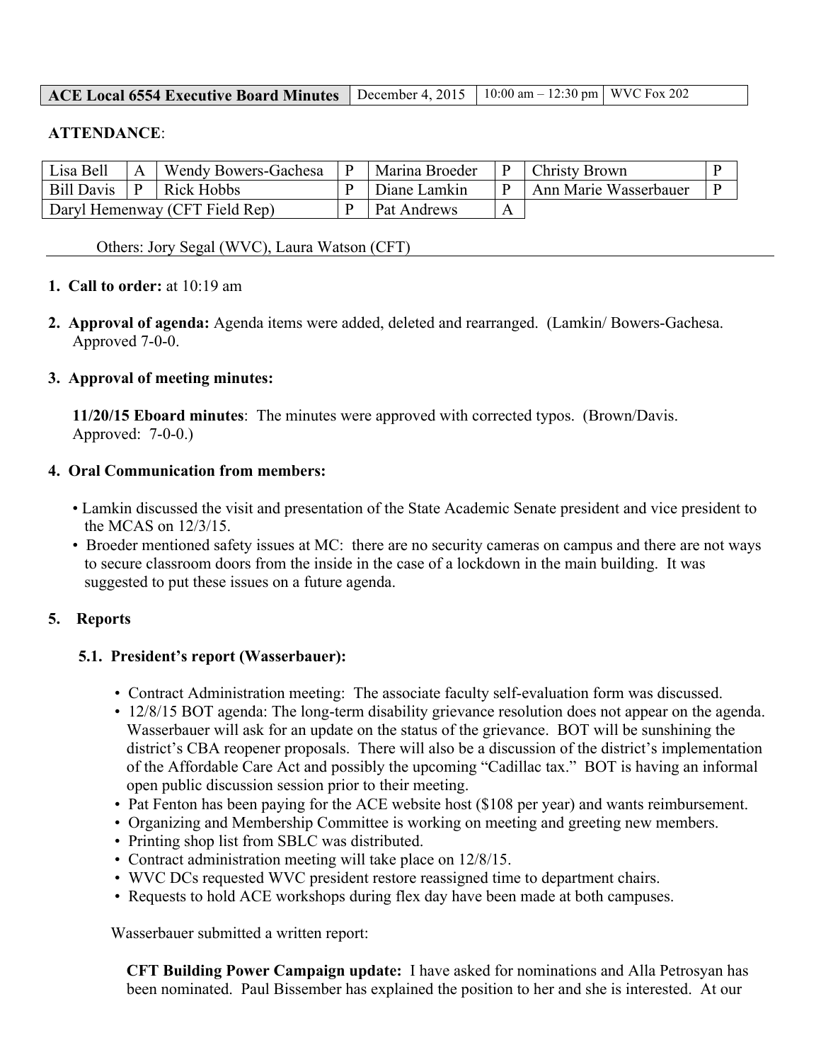| ACE Local 6554 Executive Board Minutes | December 4, 2015 | 10:00 am – 12:30 pm | WVC Fox 202 |
|---|---|---|---|

**ATTENDANCE**:

| Lisa Bell | A | Wendy Bowers-Gachesa | P | Marina Broeder | P | Christy Brown | P |
|---|---|---|---|---|---|---|---|
| Bill Davis | P | Rick Hobbs | P | Diane Lamkin | P | Ann Marie Wasserbauer | P |
| Daryl Hemenway (CFT Field Rep) | | | P | Pat Andrews | A | | |

Others: Jory Segal (WVC), Laura Watson (CFT)

1. **Call to order:** at 10:19 am

2. **Approval of agenda:** Agenda items were added, deleted and rearranged. (Lamkin/ Bowers-Gachesa. Approved 7-0-0.

3. **Approval of meeting minutes:**

   **11/20/15 Eboard minutes**: The minutes were approved with corrected typos. (Brown/Davis. Approved: 7-0-0.)

4. **Oral Communication from members:**

   - Lamkin discussed the visit and presentation of the State Academic Senate president and vice president to the MCAS on 12/3/15.
   - Broeder mentioned safety issues at MC: there are no security cameras on campus and there are not ways to secure classroom doors from the inside in the case of a lockdown in the main building. It was suggested to put these issues on a future agenda.

5. **Reports**

   **5.1. President's report (Wasserbauer):**

   - Contract Administration meeting: The associate faculty self-evaluation form was discussed.
   - 12/8/15 BOT agenda: The long-term disability grievance resolution does not appear on the agenda. Wasserbauer will ask for an update on the status of the grievance. BOT will be sunshining the district's CBA reopener proposals. There will also be a discussion of the district's implementation of the Affordable Care Act and possibly the upcoming "Cadillac tax." BOT is having an informal open public discussion session prior to their meeting.
   - Pat Fenton has been paying for the ACE website host ($108 per year) and wants reimbursement.
   - Organizing and Membership Committee is working on meeting and greeting new members.
   - Printing shop list from SBLC was distributed.
   - Contract administration meeting will take place on 12/8/15.
   - WVC DCs requested WVC president restore reassigned time to department chairs.
   - Requests to hold ACE workshops during flex day have been made at both campuses.

   Wasserbauer submitted a written report:

   **CFT Building Power Campaign update:** I have asked for nominations and Alla Petrosyan has been nominated. Paul Bissember has explained the position to her and she is interested. At our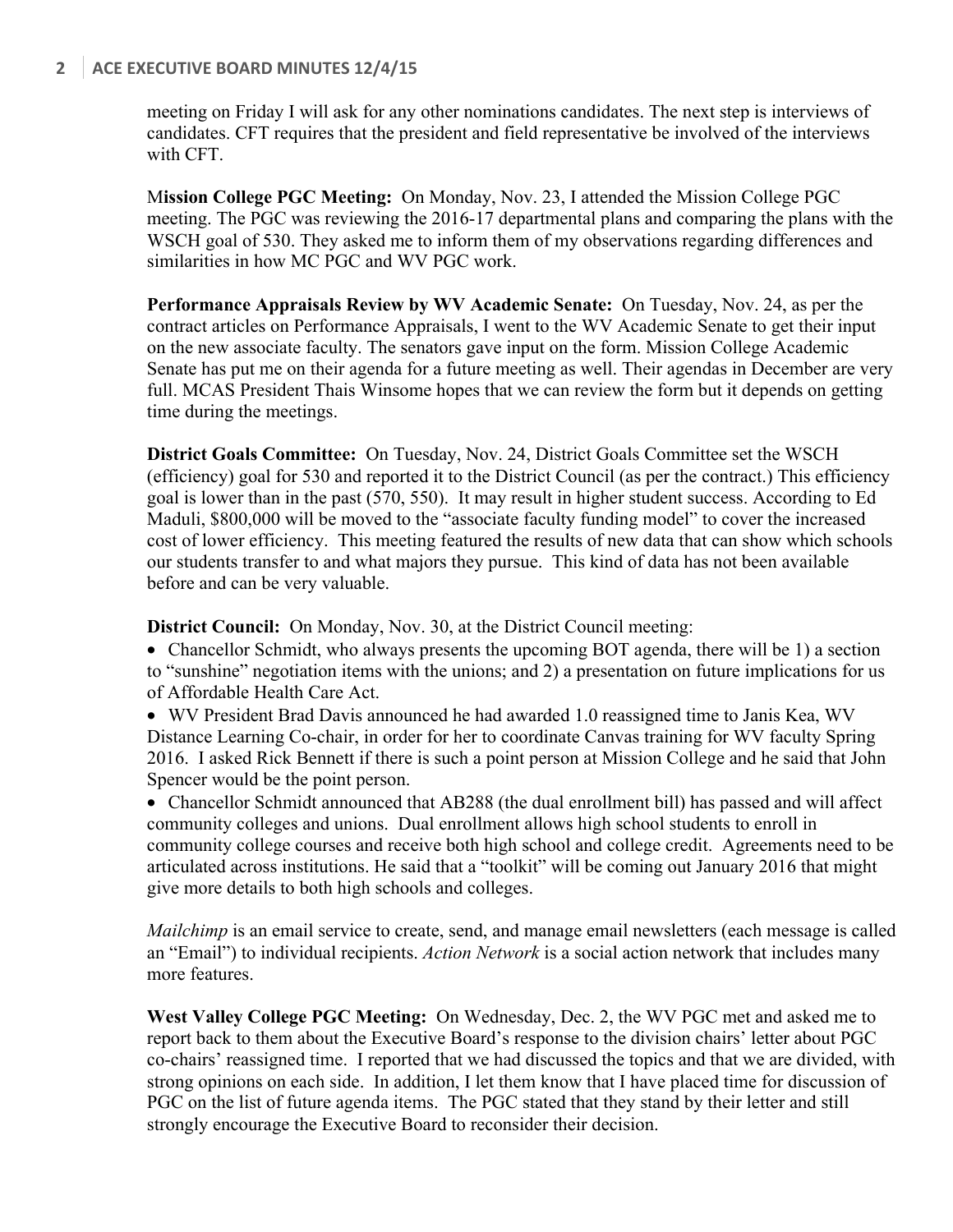meeting on Friday I will ask for any other nominations candidates. The next step is interviews of candidates. CFT requires that the president and field representative be involved of the interviews with CFT.

**Mission College PGC Meeting:** On Monday, Nov. 23, I attended the Mission College PGC meeting. The PGC was reviewing the 2016-17 departmental plans and comparing the plans with the WSCH goal of 530. They asked me to inform them of my observations regarding differences and similarities in how MC PGC and WV PGC work.

**Performance Appraisals Review by WV Academic Senate:** On Tuesday, Nov. 24, as per the contract articles on Performance Appraisals, I went to the WV Academic Senate to get their input on the new associate faculty. The senators gave input on the form. Mission College Academic Senate has put me on their agenda for a future meeting as well. Their agendas in December are very full. MCAS President Thais Winsome hopes that we can review the form but it depends on getting time during the meetings.

**District Goals Committee:** On Tuesday, Nov. 24, District Goals Committee set the WSCH (efficiency) goal for 530 and reported it to the District Council (as per the contract.) This efficiency goal is lower than in the past (570, 550). It may result in higher student success. According to Ed Maduli, $800,000 will be moved to the "associate faculty funding model" to cover the increased cost of lower efficiency. This meeting featured the results of new data that can show which schools our students transfer to and what majors they pursue. This kind of data has not been available before and can be very valuable.

**District Council:** On Monday, Nov. 30, at the District Council meeting:

- Chancellor Schmidt, who always presents the upcoming BOT agenda, there will be 1) a section to "sunshine" negotiation items with the unions; and 2) a presentation on future implications for us of Affordable Health Care Act.
- WV President Brad Davis announced he had awarded 1.0 reassigned time to Janis Kea, WV Distance Learning Co-chair, in order for her to coordinate Canvas training for WV faculty Spring 2016. I asked Rick Bennett if there is such a point person at Mission College and he said that John Spencer would be the point person.
- Chancellor Schmidt announced that AB288 (the dual enrollment bill) has passed and will affect community colleges and unions. Dual enrollment allows high school students to enroll in community college courses and receive both high school and college credit. Agreements need to be articulated across institutions. He said that a "toolkit" will be coming out January 2016 that might give more details to both high schools and colleges.

*Mailchimp* is an email service to create, send, and manage email newsletters (each message is called an "Email") to individual recipients. *Action Network* is a social action network that includes many more features.

**West Valley College PGC Meeting:** On Wednesday, Dec. 2, the WV PGC met and asked me to report back to them about the Executive Board's response to the division chairs' letter about PGC co-chairs' reassigned time. I reported that we had discussed the topics and that we are divided, with strong opinions on each side. In addition, I let them know that I have placed time for discussion of PGC on the list of future agenda items. The PGC stated that they stand by their letter and still strongly encourage the Executive Board to reconsider their decision.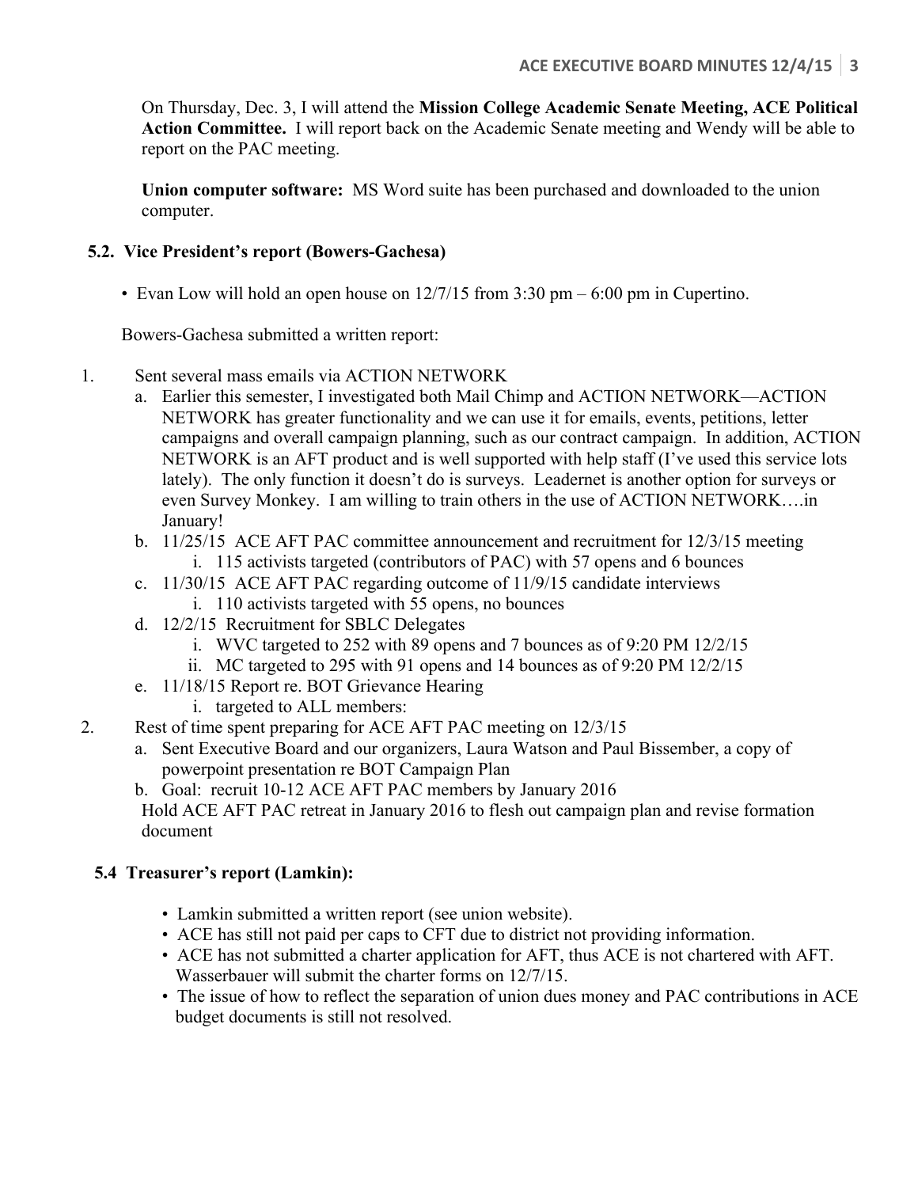On Thursday, Dec. 3, I will attend the **Mission College Academic Senate Meeting, ACE Political Action Committee.** I will report back on the Academic Senate meeting and Wendy will be able to report on the PAC meeting.

**Union computer software:** MS Word suite has been purchased and downloaded to the union computer.

### 5.2. Vice President's report (Bowers-Gachesa)

- Evan Low will hold an open house on 12/7/15 from 3:30 pm – 6:00 pm in Cupertino.

Bowers-Gachesa submitted a written report:

1. Sent several mass emails via ACTION NETWORK
   a. Earlier this semester, I investigated both Mail Chimp and ACTION NETWORK—ACTION NETWORK has greater functionality and we can use it for emails, events, petitions, letter campaigns and overall campaign planning, such as our contract campaign. In addition, ACTION NETWORK is an AFT product and is well supported with help staff (I've used this service lots lately). The only function it doesn't do is surveys. Leadernet is another option for surveys or even Survey Monkey. I am willing to train others in the use of ACTION NETWORK….in January!
   b. 11/25/15 ACE AFT PAC committee announcement and recruitment for 12/3/15 meeting
      i. 115 activists targeted (contributors of PAC) with 57 opens and 6 bounces
   c. 11/30/15 ACE AFT PAC regarding outcome of 11/9/15 candidate interviews
      i. 110 activists targeted with 55 opens, no bounces
   d. 12/2/15 Recruitment for SBLC Delegates
      i. WVC targeted to 252 with 89 opens and 7 bounces as of 9:20 PM 12/2/15
      ii. MC targeted to 295 with 91 opens and 14 bounces as of 9:20 PM 12/2/15
   e. 11/18/15 Report re. BOT Grievance Hearing
      i. targeted to ALL members:
2. Rest of time spent preparing for ACE AFT PAC meeting on 12/3/15
   a. Sent Executive Board and our organizers, Laura Watson and Paul Bissember, a copy of powerpoint presentation re BOT Campaign Plan
   b. Goal: recruit 10-12 ACE AFT PAC members by January 2016
   Hold ACE AFT PAC retreat in January 2016 to flesh out campaign plan and revise formation document

### 5.4 Treasurer's report (Lamkin):

- Lamkin submitted a written report (see union website).
- ACE has still not paid per caps to CFT due to district not providing information.
- ACE has not submitted a charter application for AFT, thus ACE is not chartered with AFT. Wasserbauer will submit the charter forms on 12/7/15.
- The issue of how to reflect the separation of union dues money and PAC contributions in ACE budget documents is still not resolved.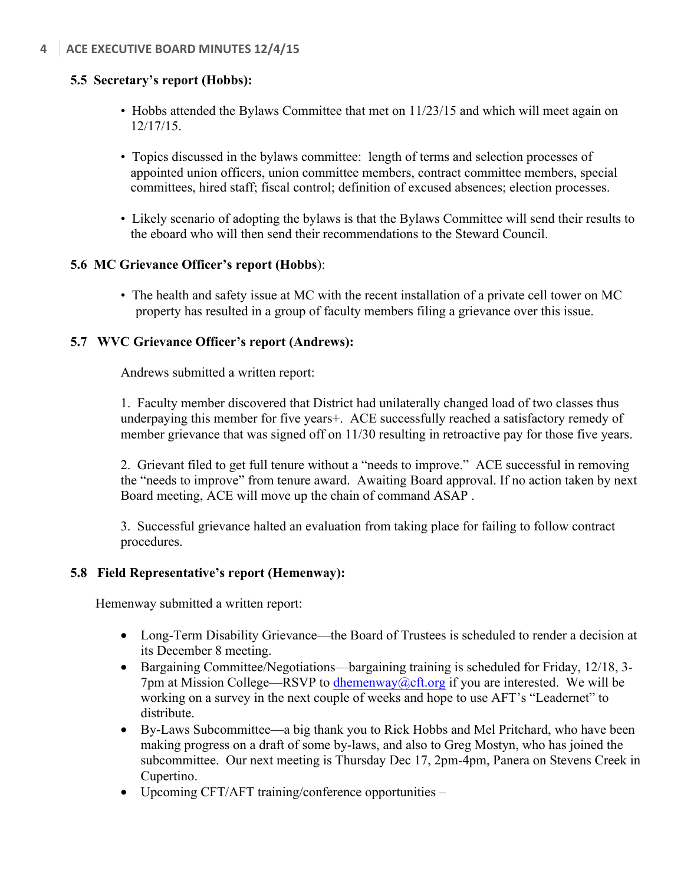### 5.5 Secretary's report (Hobbs):

- Hobbs attended the Bylaws Committee that met on 11/23/15 and which will meet again on 12/17/15.
- Topics discussed in the bylaws committee: length of terms and selection processes of appointed union officers, union committee members, contract committee members, special committees, hired staff; fiscal control; definition of excused absences; election processes.
- Likely scenario of adopting the bylaws is that the Bylaws Committee will send their results to the eboard who will then send their recommendations to the Steward Council.

### 5.6 MC Grievance Officer's report (Hobbs):

- The health and safety issue at MC with the recent installation of a private cell tower on MC property has resulted in a group of faculty members filing a grievance over this issue.

### 5.7 WVC Grievance Officer's report (Andrews):

Andrews submitted a written report:

1. Faculty member discovered that District had unilaterally changed load of two classes thus underpaying this member for five years+. ACE successfully reached a satisfactory remedy of member grievance that was signed off on 11/30 resulting in retroactive pay for those five years.

2. Grievant filed to get full tenure without a "needs to improve." ACE successful in removing the "needs to improve" from tenure award. Awaiting Board approval. If no action taken by next Board meeting, ACE will move up the chain of command ASAP .

3. Successful grievance halted an evaluation from taking place for failing to follow contract procedures.

### 5.8 Field Representative's report (Hemenway):

Hemenway submitted a written report:

- Long-Term Disability Grievance—the Board of Trustees is scheduled to render a decision at its December 8 meeting.
- Bargaining Committee/Negotiations—bargaining training is scheduled for Friday, 12/18, 3-7pm at Mission College—RSVP to dhemenway@cft.org if you are interested. We will be working on a survey in the next couple of weeks and hope to use AFT's "Leadernet" to distribute.
- By-Laws Subcommittee—a big thank you to Rick Hobbs and Mel Pritchard, who have been making progress on a draft of some by-laws, and also to Greg Mostyn, who has joined the subcommittee. Our next meeting is Thursday Dec 17, 2pm-4pm, Panera on Stevens Creek in Cupertino.
- Upcoming CFT/AFT training/conference opportunities –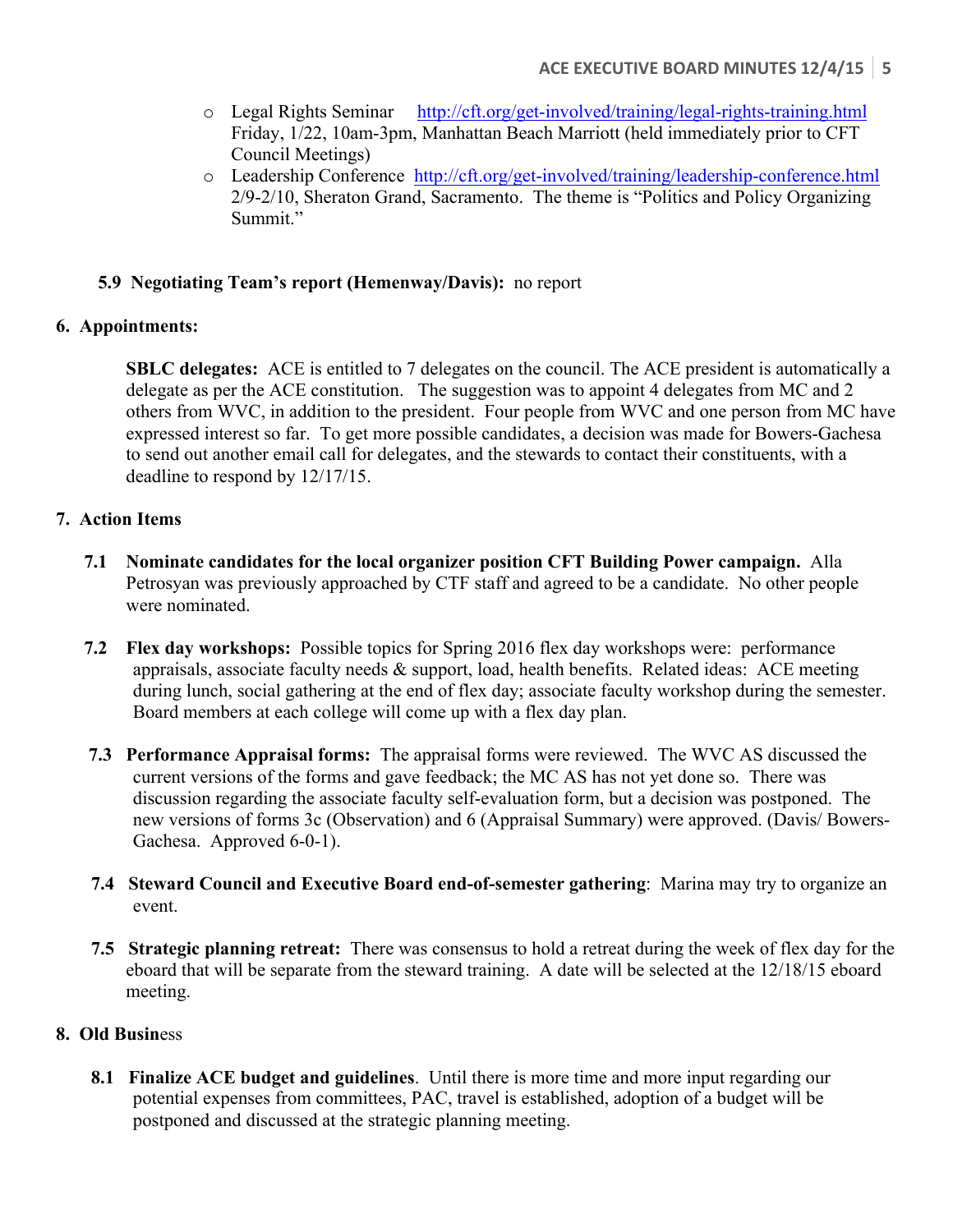- Legal Rights Seminar http://cft.org/get-involved/training/legal-rights-training.html Friday, 1/22, 10am-3pm, Manhattan Beach Marriott (held immediately prior to CFT Council Meetings)
- Leadership Conference http://cft.org/get-involved/training/leadership-conference.html 2/9-2/10, Sheraton Grand, Sacramento. The theme is "Politics and Policy Organizing Summit."

**5.9 Negotiating Team's report (Hemenway/Davis):** no report

**6. Appointments:**

**SBLC delegates:** ACE is entitled to 7 delegates on the council. The ACE president is automatically a delegate as per the ACE constitution. The suggestion was to appoint 4 delegates from MC and 2 others from WVC, in addition to the president. Four people from WVC and one person from MC have expressed interest so far. To get more possible candidates, a decision was made for Bowers-Gachesa to send out another email call for delegates, and the stewards to contact their constituents, with a deadline to respond by 12/17/15.

**7. Action Items**

**7.1 Nominate candidates for the local organizer position CFT Building Power campaign.** Alla Petrosyan was previously approached by CTF staff and agreed to be a candidate. No other people were nominated.

**7.2 Flex day workshops:** Possible topics for Spring 2016 flex day workshops were: performance appraisals, associate faculty needs & support, load, health benefits. Related ideas: ACE meeting during lunch, social gathering at the end of flex day; associate faculty workshop during the semester. Board members at each college will come up with a flex day plan.

**7.3 Performance Appraisal forms:** The appraisal forms were reviewed. The WVC AS discussed the current versions of the forms and gave feedback; the MC AS has not yet done so. There was discussion regarding the associate faculty self-evaluation form, but a decision was postponed. The new versions of forms 3c (Observation) and 6 (Appraisal Summary) were approved. (Davis/ Bowers-Gachesa. Approved 6-0-1).

**7.4 Steward Council and Executive Board end-of-semester gathering**: Marina may try to organize an event.

**7.5 Strategic planning retreat:** There was consensus to hold a retreat during the week of flex day for the eboard that will be separate from the steward training. A date will be selected at the 12/18/15 eboard meeting.

**8. Old Business**

**8.1 Finalize ACE budget and guidelines**. Until there is more time and more input regarding our potential expenses from committees, PAC, travel is established, adoption of a budget will be postponed and discussed at the strategic planning meeting.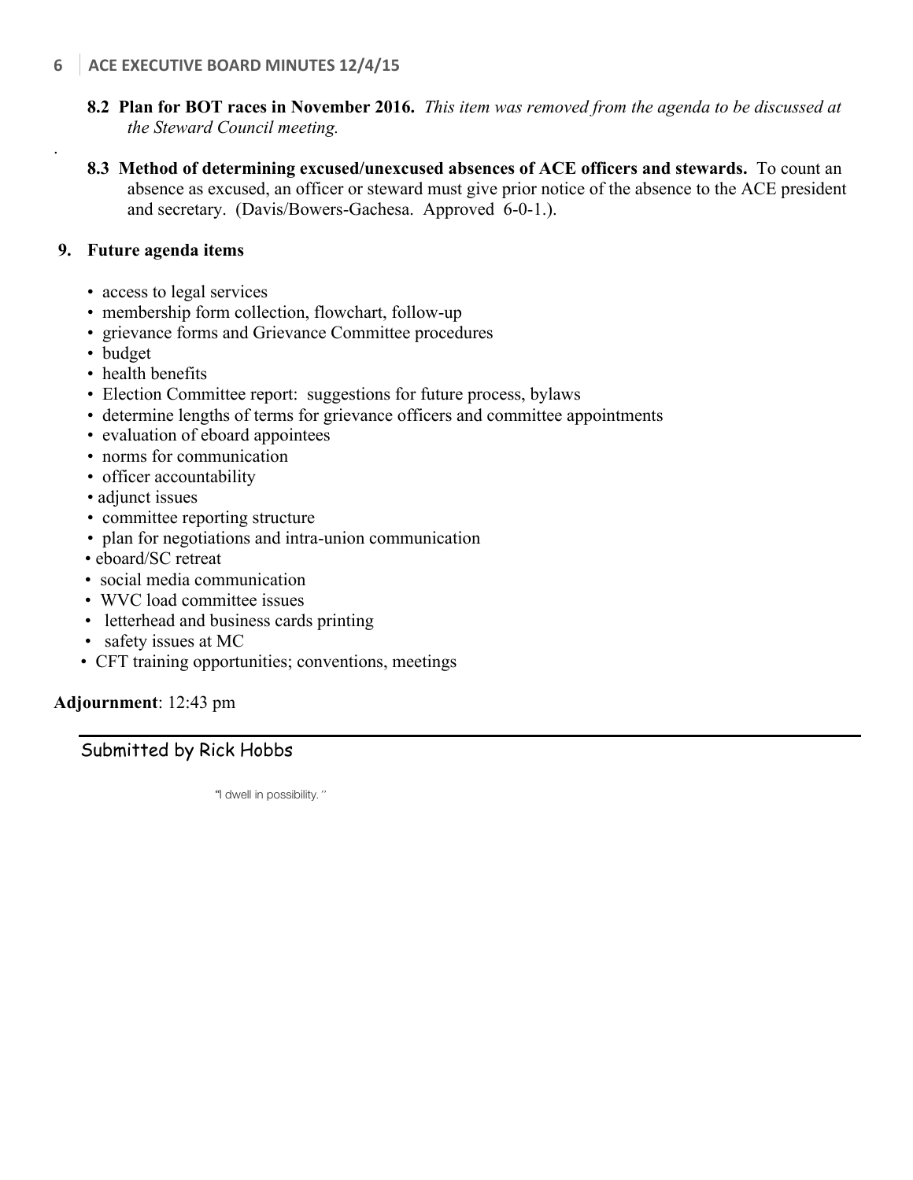**8.2 Plan for BOT races in November 2016.** *This item was removed from the agenda to be discussed at the Steward Council meeting.*

.

**8.3 Method of determining excused/unexcused absences of ACE officers and stewards.** To count an absence as excused, an officer or steward must give prior notice of the absence to the ACE president and secretary. (Davis/Bowers-Gachesa. Approved 6-0-1.).

**9. Future agenda items**

- access to legal services
- membership form collection, flowchart, follow-up
- grievance forms and Grievance Committee procedures
- budget
- health benefits
- Election Committee report: suggestions for future process, bylaws
- determine lengths of terms for grievance officers and committee appointments
- evaluation of eboard appointees
- norms for communication
- officer accountability
- adjunct issues
- committee reporting structure
- plan for negotiations and intra-union communication
- eboard/SC retreat
- social media communication
- WVC load committee issues
- letterhead and business cards printing
- safety issues at MC
- CFT training opportunities; conventions, meetings

**Adjournment**: 12:43 pm

---

Submitted by Rick Hobbs

"I dwell in possibility."